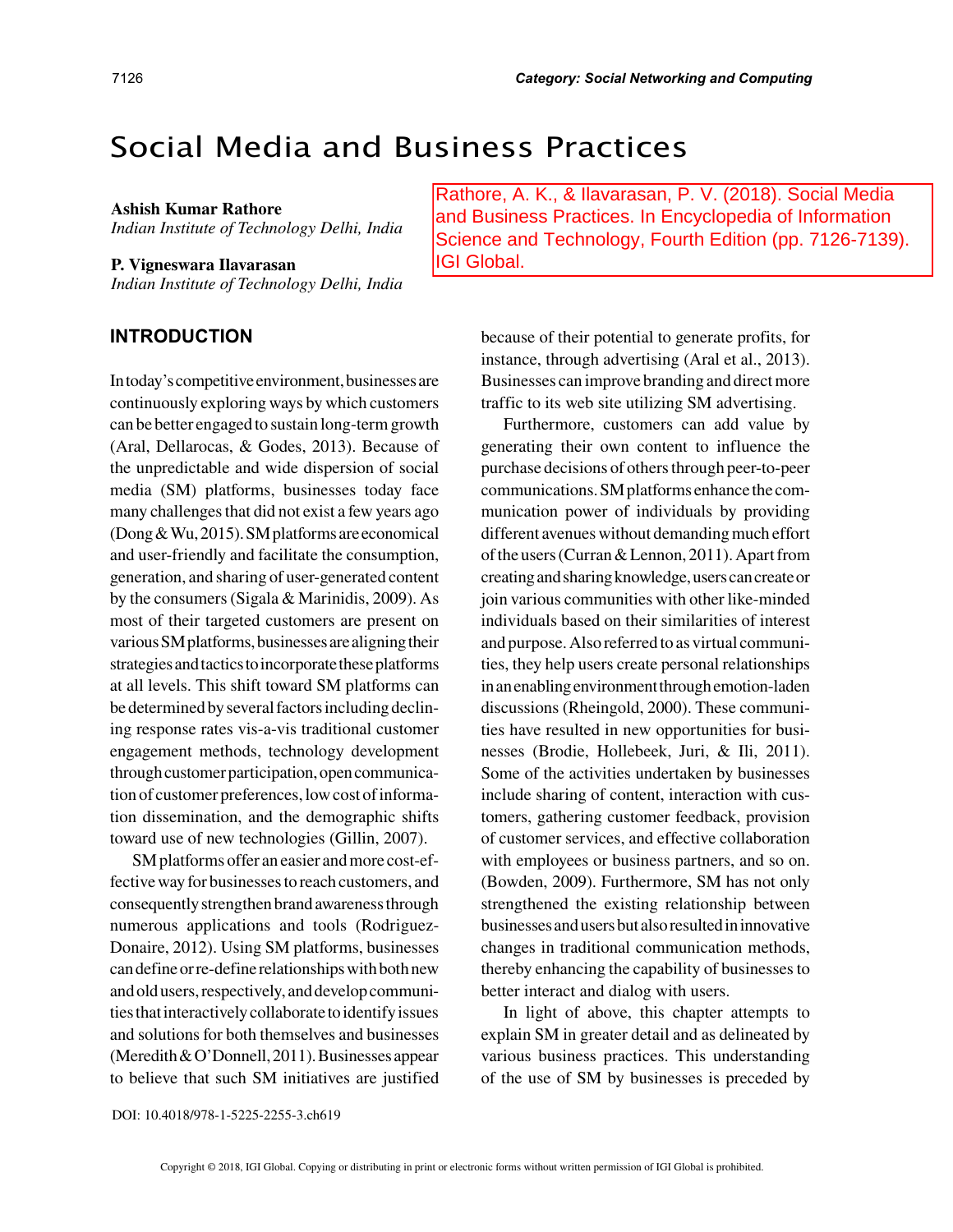# Social Media and Business Practices

**Ashish Kumar Rathore**
*Indian Institute of Technology Delhi, India*

**P. Vigneswara Ilavarasan**
*Indian Institute of Technology Delhi, India*

Rathore, A. K., & Ilavarasan, P. V. (2018). Social Media and Business Practices. In Encyclopedia of Information Science and Technology, Fourth Edition (pp. 7126-7139). IGI Global.

## INTRODUCTION

In today's competitive environment, businesses are continuously exploring ways by which customers can be better engaged to sustain long-term growth (Aral, Dellarocas, & Godes, 2013). Because of the unpredictable and wide dispersion of social media (SM) platforms, businesses today face many challenges that did not exist a few years ago (Dong & Wu, 2015). SM platforms are economical and user-friendly and facilitate the consumption, generation, and sharing of user-generated content by the consumers (Sigala & Marinidis, 2009). As most of their targeted customers are present on various SM platforms, businesses are aligning their strategies and tactics to incorporate these platforms at all levels. This shift toward SM platforms can be determined by several factors including declining response rates vis-a-vis traditional customer engagement methods, technology development through customer participation, open communication of customer preferences, low cost of information dissemination, and the demographic shifts toward use of new technologies (Gillin, 2007).

SM platforms offer an easier and more cost-effective way for businesses to reach customers, and consequently strengthen brand awareness through numerous applications and tools (Rodriguez-Donaire, 2012). Using SM platforms, businesses can define or re-define relationships with both new and old users, respectively, and develop communities that interactively collaborate to identify issues and solutions for both themselves and businesses (Meredith & O'Donnell, 2011). Businesses appear to believe that such SM initiatives are justified because of their potential to generate profits, for instance, through advertising (Aral et al., 2013). Businesses can improve branding and direct more traffic to its web site utilizing SM advertising.

Furthermore, customers can add value by generating their own content to influence the purchase decisions of others through peer-to-peer communications. SM platforms enhance the communication power of individuals by providing different avenues without demanding much effort of the users (Curran & Lennon, 2011). Apart from creating and sharing knowledge, users can create or join various communities with other like-minded individuals based on their similarities of interest and purpose. Also referred to as virtual communities, they help users create personal relationships in an enabling environment through emotion-laden discussions (Rheingold, 2000). These communities have resulted in new opportunities for businesses (Brodie, Hollebeek, Juri, & Ili, 2011). Some of the activities undertaken by businesses include sharing of content, interaction with customers, gathering customer feedback, provision of customer services, and effective collaboration with employees or business partners, and so on. (Bowden, 2009). Furthermore, SM has not only strengthened the existing relationship between businesses and users but also resulted in innovative changes in traditional communication methods, thereby enhancing the capability of businesses to better interact and dialog with users.

In light of above, this chapter attempts to explain SM in greater detail and as delineated by various business practices. This understanding of the use of SM by businesses is preceded by

DOI: 10.4018/978-1-5225-2255-3.ch619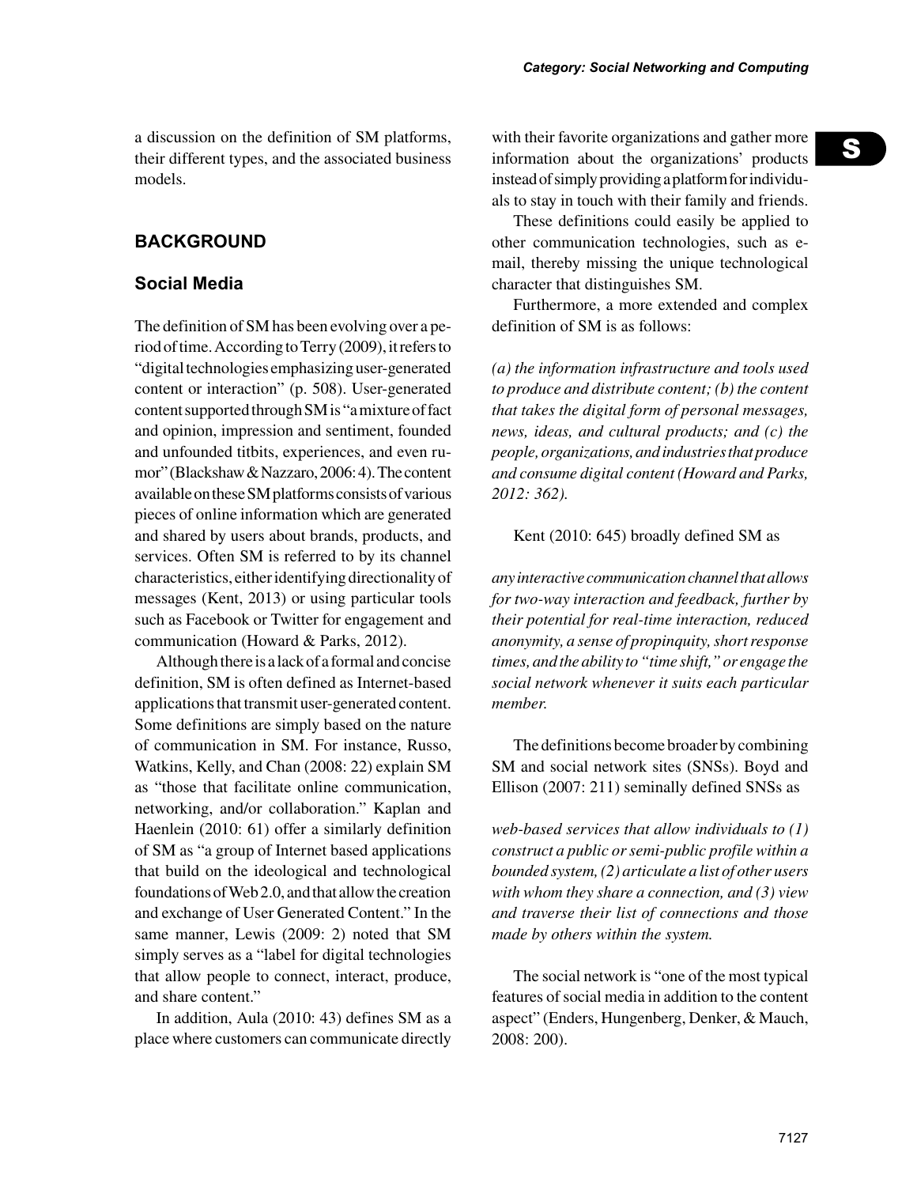a discussion on the definition of SM platforms, their different types, and the associated business models.

## BACKGROUND

### Social Media

The definition of SM has been evolving over a period of time. According to Terry (2009), it refers to "digital technologies emphasizing user-generated content or interaction" (p. 508). User-generated content supported through SM is "a mixture of fact and opinion, impression and sentiment, founded and unfounded titbits, experiences, and even rumor" (Blackshaw & Nazzaro, 2006: 4). The content available on these SM platforms consists of various pieces of online information which are generated and shared by users about brands, products, and services. Often SM is referred to by its channel characteristics, either identifying directionality of messages (Kent, 2013) or using particular tools such as Facebook or Twitter for engagement and communication (Howard & Parks, 2012).

Although there is a lack of a formal and concise definition, SM is often defined as Internet-based applications that transmit user-generated content. Some definitions are simply based on the nature of communication in SM. For instance, Russo, Watkins, Kelly, and Chan (2008: 22) explain SM as "those that facilitate online communication, networking, and/or collaboration." Kaplan and Haenlein (2010: 61) offer a similarly definition of SM as "a group of Internet based applications that build on the ideological and technological foundations of Web 2.0, and that allow the creation and exchange of User Generated Content." In the same manner, Lewis (2009: 2) noted that SM simply serves as a "label for digital technologies that allow people to connect, interact, produce, and share content."

In addition, Aula (2010: 43) defines SM as a place where customers can communicate directly with their favorite organizations and gather more information about the organizations' products instead of simply providing a platform for individuals to stay in touch with their family and friends.

These definitions could easily be applied to other communication technologies, such as e-mail, thereby missing the unique technological character that distinguishes SM.

Furthermore, a more extended and complex definition of SM is as follows:

*(a) the information infrastructure and tools used to produce and distribute content; (b) the content that takes the digital form of personal messages, news, ideas, and cultural products; and (c) the people, organizations, and industries that produce and consume digital content (Howard and Parks, 2012: 362).*

Kent (2010: 645) broadly defined SM as

*any interactive communication channel that allows for two-way interaction and feedback, further by their potential for real-time interaction, reduced anonymity, a sense of propinquity, short response times, and the ability to "time shift," or engage the social network whenever it suits each particular member.*

The definitions become broader by combining SM and social network sites (SNSs). Boyd and Ellison (2007: 211) seminally defined SNSs as

*web-based services that allow individuals to (1) construct a public or semi-public profile within a bounded system, (2) articulate a list of other users with whom they share a connection, and (3) view and traverse their list of connections and those made by others within the system.*

The social network is "one of the most typical features of social media in addition to the content aspect" (Enders, Hungenberg, Denker, & Mauch, 2008: 200).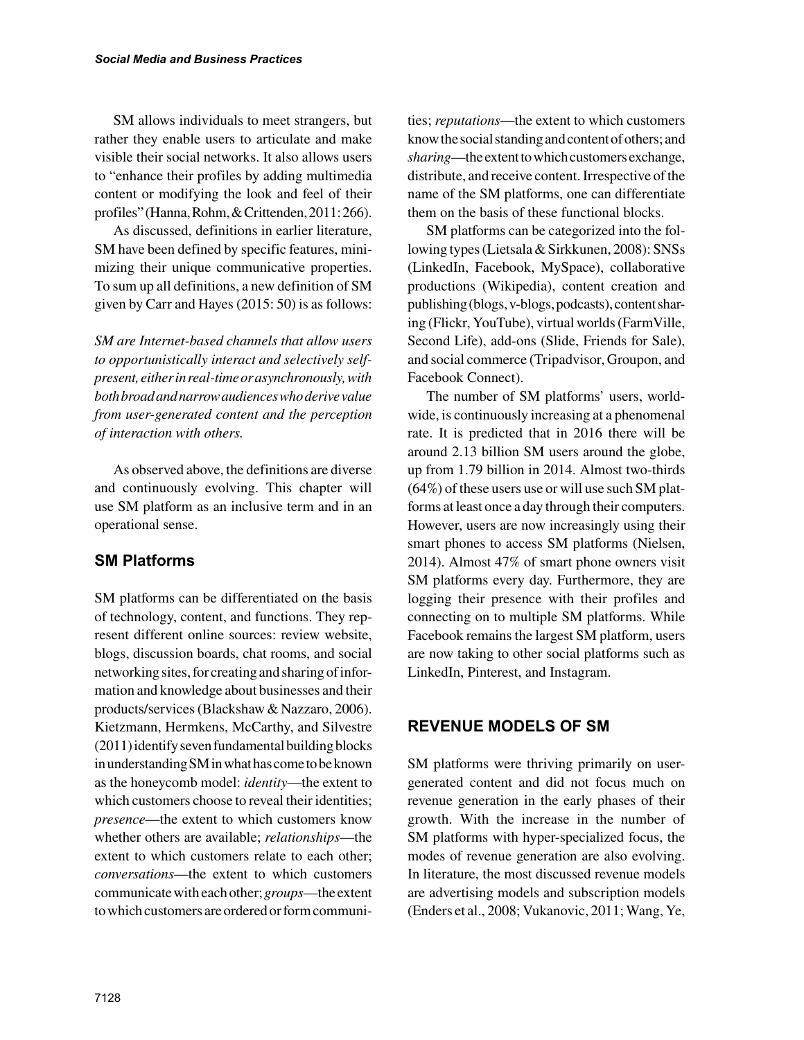SM allows individuals to meet strangers, but rather they enable users to articulate and make visible their social networks. It also allows users to "enhance their profiles by adding multimedia content or modifying the look and feel of their profiles" (Hanna, Rohm, & Crittenden, 2011: 266).

As discussed, definitions in earlier literature, SM have been defined by specific features, minimizing their unique communicative properties. To sum up all definitions, a new definition of SM given by Carr and Hayes (2015: 50) is as follows:

*SM are Internet-based channels that allow users to opportunistically interact and selectively self-present, either in real-time or asynchronously, with both broad and narrow audiences who derive value from user-generated content and the perception of interaction with others.*

As observed above, the definitions are diverse and continuously evolving. This chapter will use SM platform as an inclusive term and in an operational sense.

### SM Platforms

SM platforms can be differentiated on the basis of technology, content, and functions. They represent different online sources: review website, blogs, discussion boards, chat rooms, and social networking sites, for creating and sharing of information and knowledge about businesses and their products/services (Blackshaw & Nazzaro, 2006). Kietzmann, Hermkens, McCarthy, and Silvestre (2011) identify seven fundamental building blocks in understanding SM in what has come to be known as the honeycomb model: *identity*—the extent to which customers choose to reveal their identities; *presence*—the extent to which customers know whether others are available; *relationships*—the extent to which customers relate to each other; *conversations*—the extent to which customers communicate with each other; *groups*—the extent to which customers are ordered or form communities; *reputations*—the extent to which customers know the social standing and content of others; and *sharing*—the extent to which customers exchange, distribute, and receive content. Irrespective of the name of the SM platforms, one can differentiate them on the basis of these functional blocks.

SM platforms can be categorized into the following types (Lietsala & Sirkkunen, 2008): SNSs (LinkedIn, Facebook, MySpace), collaborative productions (Wikipedia), content creation and publishing (blogs, v-blogs, podcasts), content sharing (Flickr, YouTube), virtual worlds (FarmVille, Second Life), add-ons (Slide, Friends for Sale), and social commerce (Tripadvisor, Groupon, and Facebook Connect).

The number of SM platforms' users, worldwide, is continuously increasing at a phenomenal rate. It is predicted that in 2016 there will be around 2.13 billion SM users around the globe, up from 1.79 billion in 2014. Almost two-thirds (64%) of these users use or will use such SM platforms at least once a day through their computers. However, users are now increasingly using their smart phones to access SM platforms (Nielsen, 2014). Almost 47% of smart phone owners visit SM platforms every day. Furthermore, they are logging their presence with their profiles and connecting on to multiple SM platforms. While Facebook remains the largest SM platform, users are now taking to other social platforms such as LinkedIn, Pinterest, and Instagram.

## REVENUE MODELS OF SM

SM platforms were thriving primarily on user-generated content and did not focus much on revenue generation in the early phases of their growth. With the increase in the number of SM platforms with hyper-specialized focus, the modes of revenue generation are also evolving. In literature, the most discussed revenue models are advertising models and subscription models (Enders et al., 2008; Vukanovic, 2011; Wang, Ye,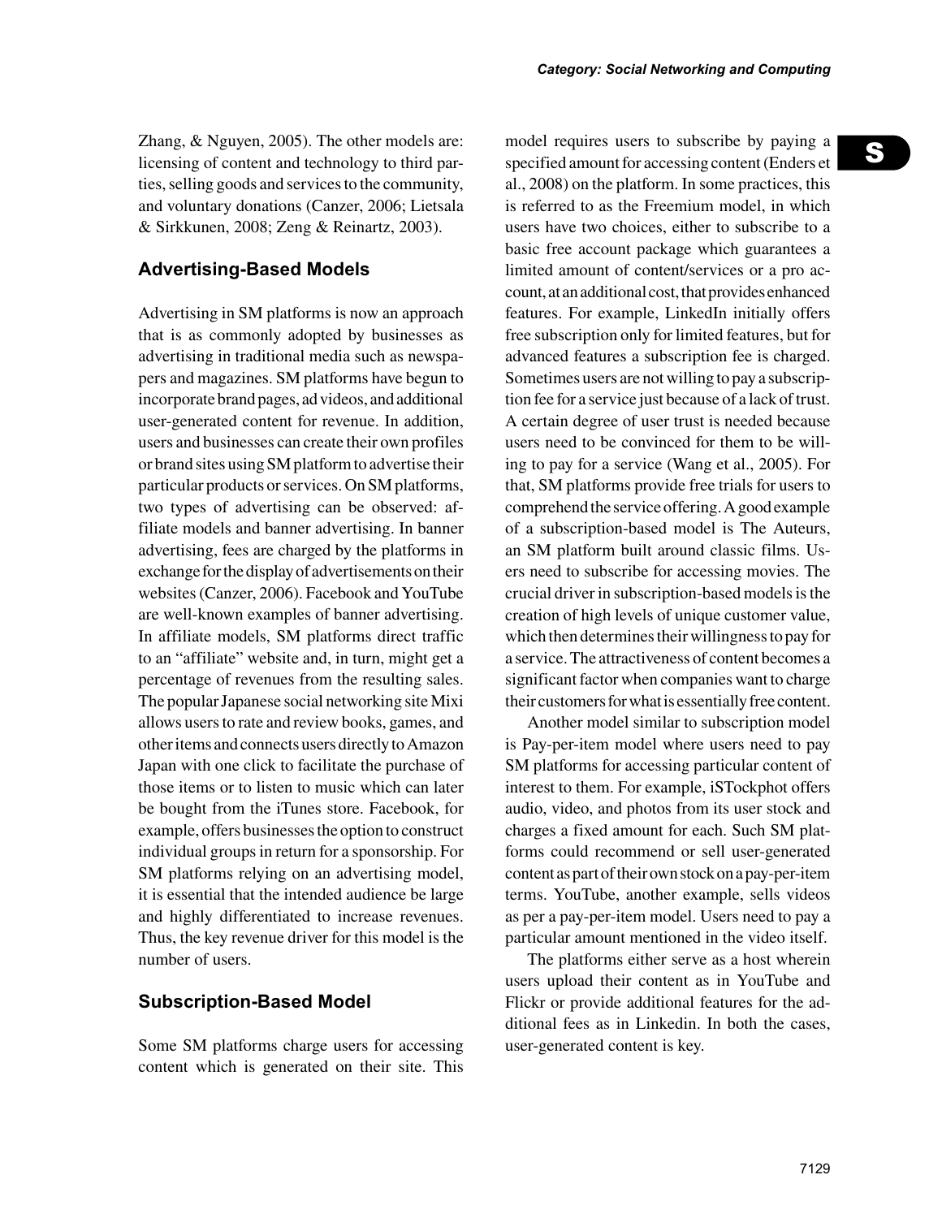Zhang, & Nguyen, 2005). The other models are: licensing of content and technology to third parties, selling goods and services to the community, and voluntary donations (Canzer, 2006; Lietsala & Sirkkunen, 2008; Zeng & Reinartz, 2003).

### Advertising-Based Models

Advertising in SM platforms is now an approach that is as commonly adopted by businesses as advertising in traditional media such as newspapers and magazines. SM platforms have begun to incorporate brand pages, ad videos, and additional user-generated content for revenue. In addition, users and businesses can create their own profiles or brand sites using SM platform to advertise their particular products or services. On SM platforms, two types of advertising can be observed: affiliate models and banner advertising. In banner advertising, fees are charged by the platforms in exchange for the display of advertisements on their websites (Canzer, 2006). Facebook and YouTube are well-known examples of banner advertising. In affiliate models, SM platforms direct traffic to an "affiliate" website and, in turn, might get a percentage of revenues from the resulting sales. The popular Japanese social networking site Mixi allows users to rate and review books, games, and other items and connects users directly to Amazon Japan with one click to facilitate the purchase of those items or to listen to music which can later be bought from the iTunes store. Facebook, for example, offers businesses the option to construct individual groups in return for a sponsorship. For SM platforms relying on an advertising model, it is essential that the intended audience be large and highly differentiated to increase revenues. Thus, the key revenue driver for this model is the number of users.

### Subscription-Based Model

Some SM platforms charge users for accessing content which is generated on their site. This model requires users to subscribe by paying a specified amount for accessing content (Enders et al., 2008) on the platform. In some practices, this is referred to as the Freemium model, in which users have two choices, either to subscribe to a basic free account package which guarantees a limited amount of content/services or a pro account, at an additional cost, that provides enhanced features. For example, LinkedIn initially offers free subscription only for limited features, but for advanced features a subscription fee is charged. Sometimes users are not willing to pay a subscription fee for a service just because of a lack of trust. A certain degree of user trust is needed because users need to be convinced for them to be willing to pay for a service (Wang et al., 2005). For that, SM platforms provide free trials for users to comprehend the service offering. A good example of a subscription-based model is The Auteurs, an SM platform built around classic films. Users need to subscribe for accessing movies. The crucial driver in subscription-based models is the creation of high levels of unique customer value, which then determines their willingness to pay for a service. The attractiveness of content becomes a significant factor when companies want to charge their customers for what is essentially free content.

Another model similar to subscription model is Pay-per-item model where users need to pay SM platforms for accessing particular content of interest to them. For example, iSTockphot offers audio, video, and photos from its user stock and charges a fixed amount for each. Such SM platforms could recommend or sell user-generated content as part of their own stock on a pay-per-item terms. YouTube, another example, sells videos as per a pay-per-item model. Users need to pay a particular amount mentioned in the video itself.

The platforms either serve as a host wherein users upload their content as in YouTube and Flickr or provide additional features for the additional fees as in Linkedin. In both the cases, user-generated content is key.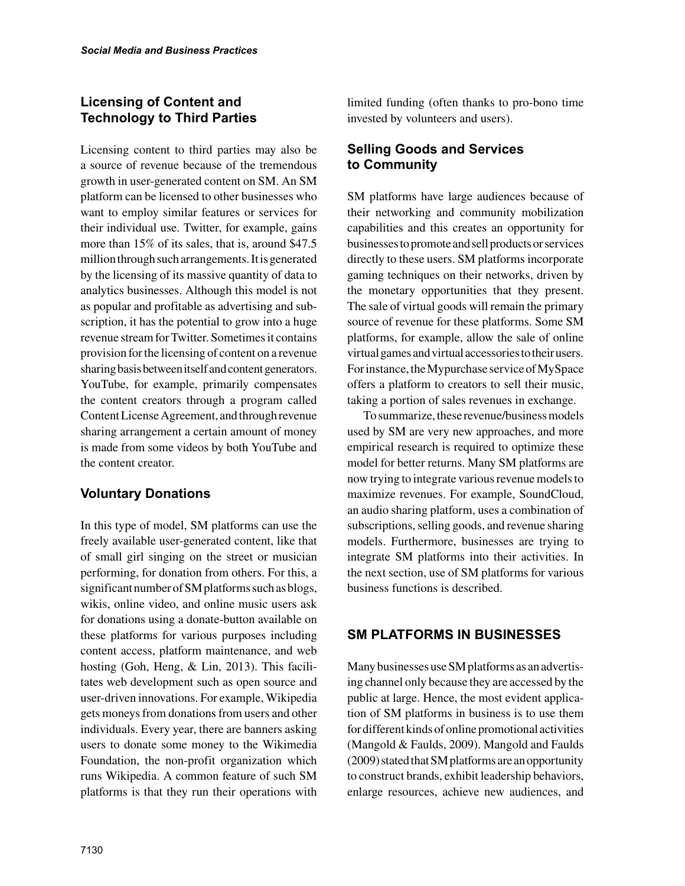## Licensing of Content and Technology to Third Parties

Licensing content to third parties may also be a source of revenue because of the tremendous growth in user-generated content on SM. An SM platform can be licensed to other businesses who want to employ similar features or services for their individual use. Twitter, for example, gains more than 15% of its sales, that is, around $47.5 million through such arrangements. It is generated by the licensing of its massive quantity of data to analytics businesses. Although this model is not as popular and profitable as advertising and subscription, it has the potential to grow into a huge revenue stream for Twitter. Sometimes it contains provision for the licensing of content on a revenue sharing basis between itself and content generators. YouTube, for example, primarily compensates the content creators through a program called Content License Agreement, and through revenue sharing arrangement a certain amount of money is made from some videos by both YouTube and the content creator.

## Voluntary Donations

In this type of model, SM platforms can use the freely available user-generated content, like that of small girl singing on the street or musician performing, for donation from others. For this, a significant number of SM platforms such as blogs, wikis, online video, and online music users ask for donations using a donate-button available on these platforms for various purposes including content access, platform maintenance, and web hosting (Goh, Heng, & Lin, 2013). This facilitates web development such as open source and user-driven innovations. For example, Wikipedia gets moneys from donations from users and other individuals. Every year, there are banners asking users to donate some money to the Wikimedia Foundation, the non-profit organization which runs Wikipedia. A common feature of such SM platforms is that they run their operations with limited funding (often thanks to pro-bono time invested by volunteers and users).

## Selling Goods and Services to Community

SM platforms have large audiences because of their networking and community mobilization capabilities and this creates an opportunity for businesses to promote and sell products or services directly to these users. SM platforms incorporate gaming techniques on their networks, driven by the monetary opportunities that they present. The sale of virtual goods will remain the primary source of revenue for these platforms. Some SM platforms, for example, allow the sale of online virtual games and virtual accessories to their users. For instance, the Mypurchase service of MySpace offers a platform to creators to sell their music, taking a portion of sales revenues in exchange.

To summarize, these revenue/business models used by SM are very new approaches, and more empirical research is required to optimize these model for better returns. Many SM platforms are now trying to integrate various revenue models to maximize revenues. For example, SoundCloud, an audio sharing platform, uses a combination of subscriptions, selling goods, and revenue sharing models. Furthermore, businesses are trying to integrate SM platforms into their activities. In the next section, use of SM platforms for various business functions is described.

# SM PLATFORMS IN BUSINESSES

Many businesses use SM platforms as an advertising channel only because they are accessed by the public at large. Hence, the most evident application of SM platforms in business is to use them for different kinds of online promotional activities (Mangold & Faulds, 2009). Mangold and Faulds (2009) stated that SM platforms are an opportunity to construct brands, exhibit leadership behaviors, enlarge resources, achieve new audiences, and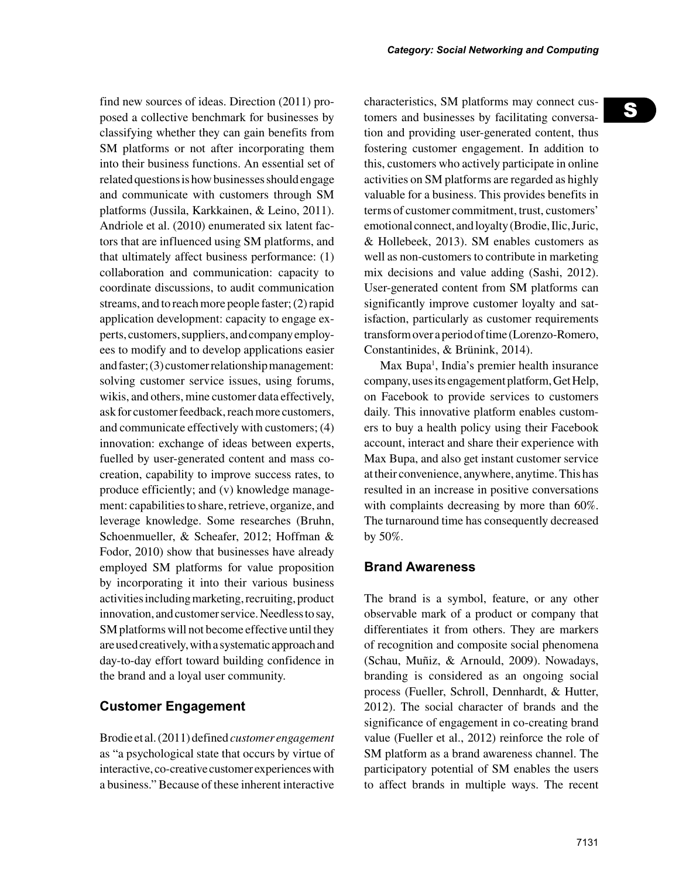find new sources of ideas. Direction (2011) proposed a collective benchmark for businesses by classifying whether they can gain benefits from SM platforms or not after incorporating them into their business functions. An essential set of related questions is how businesses should engage and communicate with customers through SM platforms (Jussila, Karkkainen, & Leino, 2011). Andriole et al. (2010) enumerated six latent factors that are influenced using SM platforms, and that ultimately affect business performance: (1) collaboration and communication: capacity to coordinate discussions, to audit communication streams, and to reach more people faster; (2) rapid application development: capacity to engage experts, customers, suppliers, and company employees to modify and to develop applications easier and faster; (3) customer relationship management: solving customer service issues, using forums, wikis, and others, mine customer data effectively, ask for customer feedback, reach more customers, and communicate effectively with customers; (4) innovation: exchange of ideas between experts, fuelled by user-generated content and mass co-creation, capability to improve success rates, to produce efficiently; and (v) knowledge management: capabilities to share, retrieve, organize, and leverage knowledge. Some researches (Bruhn, Schoenmueller, & Scheafer, 2012; Hoffman & Fodor, 2010) show that businesses have already employed SM platforms for value proposition by incorporating it into their various business activities including marketing, recruiting, product innovation, and customer service. Needless to say, SM platforms will not become effective until they are used creatively, with a systematic approach and day-to-day effort toward building confidence in the brand and a loyal user community.

## Customer Engagement

Brodie et al. (2011) defined *customer engagement* as "a psychological state that occurs by virtue of interactive, co-creative customer experiences with a business." Because of these inherent interactive characteristics, SM platforms may connect customers and businesses by facilitating conversation and providing user-generated content, thus fostering customer engagement. In addition to this, customers who actively participate in online activities on SM platforms are regarded as highly valuable for a business. This provides benefits in terms of customer commitment, trust, customers' emotional connect, and loyalty (Brodie, Ilic, Juric, & Hollebeek, 2013). SM enables customers as well as non-customers to contribute in marketing mix decisions and value adding (Sashi, 2012). User-generated content from SM platforms can significantly improve customer loyalty and satisfaction, particularly as customer requirements transform over a period of time (Lorenzo-Romero, Constantinides, & Brünink, 2014).

Max Bupa[1], India's premier health insurance company, uses its engagement platform, Get Help, on Facebook to provide services to customers daily. This innovative platform enables customers to buy a health policy using their Facebook account, interact and share their experience with Max Bupa, and also get instant customer service at their convenience, anywhere, anytime. This has resulted in an increase in positive conversations with complaints decreasing by more than 60%. The turnaround time has consequently decreased by 50%.

## Brand Awareness

The brand is a symbol, feature, or any other observable mark of a product or company that differentiates it from others. They are markers of recognition and composite social phenomena (Schau, Muñiz, & Arnould, 2009). Nowadays, branding is considered as an ongoing social process (Fueller, Schroll, Dennhardt, & Hutter, 2012). The social character of brands and the significance of engagement in co-creating brand value (Fueller et al., 2012) reinforce the role of SM platform as a brand awareness channel. The participatory potential of SM enables the users to affect brands in multiple ways. The recent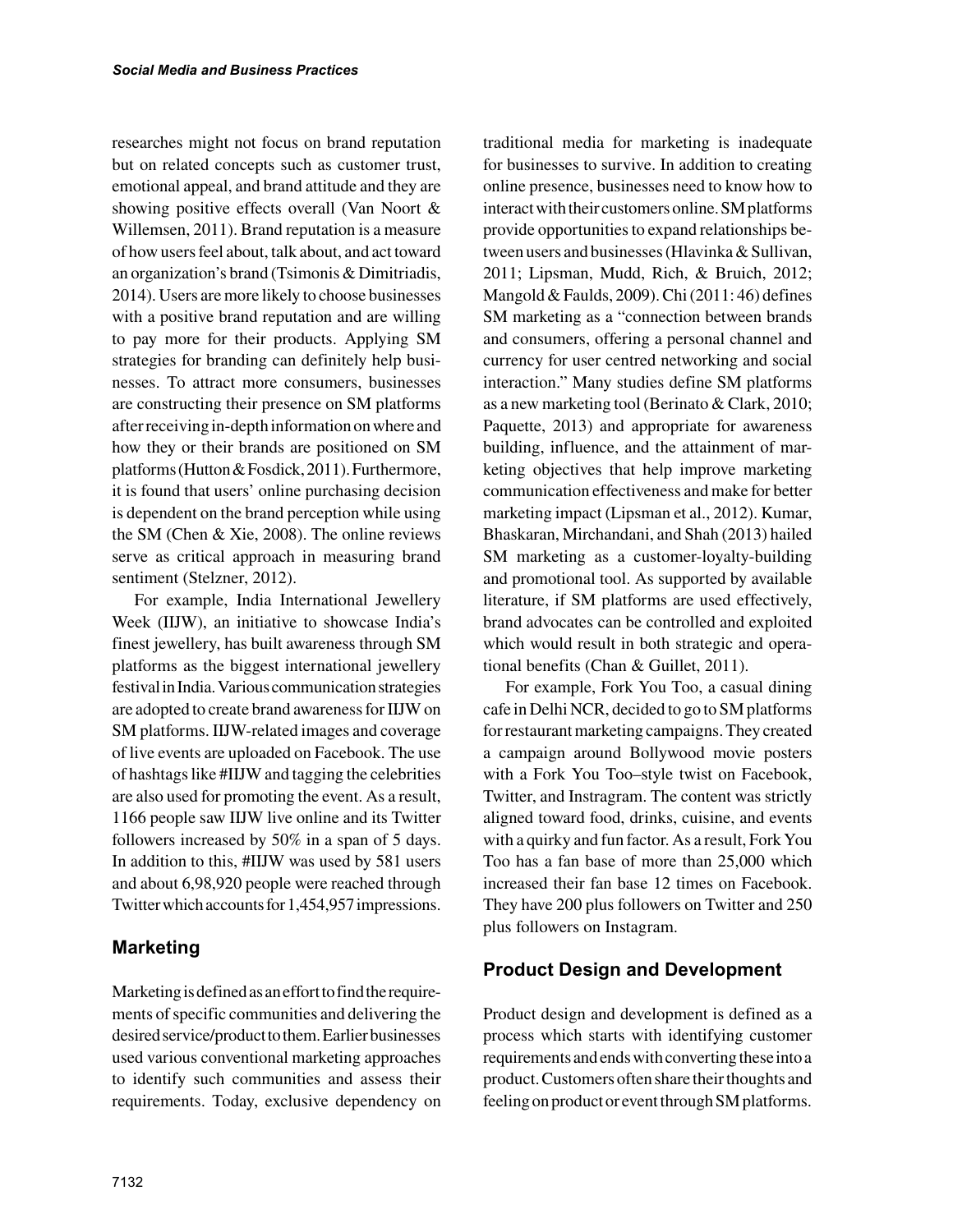researches might not focus on brand reputation but on related concepts such as customer trust, emotional appeal, and brand attitude and they are showing positive effects overall (Van Noort & Willemsen, 2011). Brand reputation is a measure of how users feel about, talk about, and act toward an organization's brand (Tsimonis & Dimitriadis, 2014). Users are more likely to choose businesses with a positive brand reputation and are willing to pay more for their products. Applying SM strategies for branding can definitely help businesses. To attract more consumers, businesses are constructing their presence on SM platforms after receiving in-depth information on where and how they or their brands are positioned on SM platforms (Hutton & Fosdick, 2011). Furthermore, it is found that users' online purchasing decision is dependent on the brand perception while using the SM (Chen & Xie, 2008). The online reviews serve as critical approach in measuring brand sentiment (Stelzner, 2012).

For example, India International Jewellery Week (IIJW), an initiative to showcase India's finest jewellery, has built awareness through SM platforms as the biggest international jewellery festival in India. Various communication strategies are adopted to create brand awareness for IIJW on SM platforms. IIJW-related images and coverage of live events are uploaded on Facebook. The use of hashtags like #IIJW and tagging the celebrities are also used for promoting the event. As a result, 1166 people saw IIJW live online and its Twitter followers increased by 50% in a span of 5 days. In addition to this, #IIJW was used by 581 users and about 6,98,920 people were reached through Twitter which accounts for 1,454,957 impressions.

## Marketing

Marketing is defined as an effort to find the requirements of specific communities and delivering the desired service/product to them. Earlier businesses used various conventional marketing approaches to identify such communities and assess their requirements. Today, exclusive dependency on traditional media for marketing is inadequate for businesses to survive. In addition to creating online presence, businesses need to know how to interact with their customers online. SM platforms provide opportunities to expand relationships between users and businesses (Hlavinka & Sullivan, 2011; Lipsman, Mudd, Rich, & Bruich, 2012; Mangold & Faulds, 2009). Chi (2011: 46) defines SM marketing as a "connection between brands and consumers, offering a personal channel and currency for user centred networking and social interaction." Many studies define SM platforms as a new marketing tool (Berinato & Clark, 2010; Paquette, 2013) and appropriate for awareness building, influence, and the attainment of marketing objectives that help improve marketing communication effectiveness and make for better marketing impact (Lipsman et al., 2012). Kumar, Bhaskaran, Mirchandani, and Shah (2013) hailed SM marketing as a customer-loyalty-building and promotional tool. As supported by available literature, if SM platforms are used effectively, brand advocates can be controlled and exploited which would result in both strategic and operational benefits (Chan & Guillet, 2011).

For example, Fork You Too, a casual dining cafe in Delhi NCR, decided to go to SM platforms for restaurant marketing campaigns. They created a campaign around Bollywood movie posters with a Fork You Too–style twist on Facebook, Twitter, and Instragram. The content was strictly aligned toward food, drinks, cuisine, and events with a quirky and fun factor. As a result, Fork You Too has a fan base of more than 25,000 which increased their fan base 12 times on Facebook. They have 200 plus followers on Twitter and 250 plus followers on Instagram.

## Product Design and Development

Product design and development is defined as a process which starts with identifying customer requirements and ends with converting these into a product. Customers often share their thoughts and feeling on product or event through SM platforms.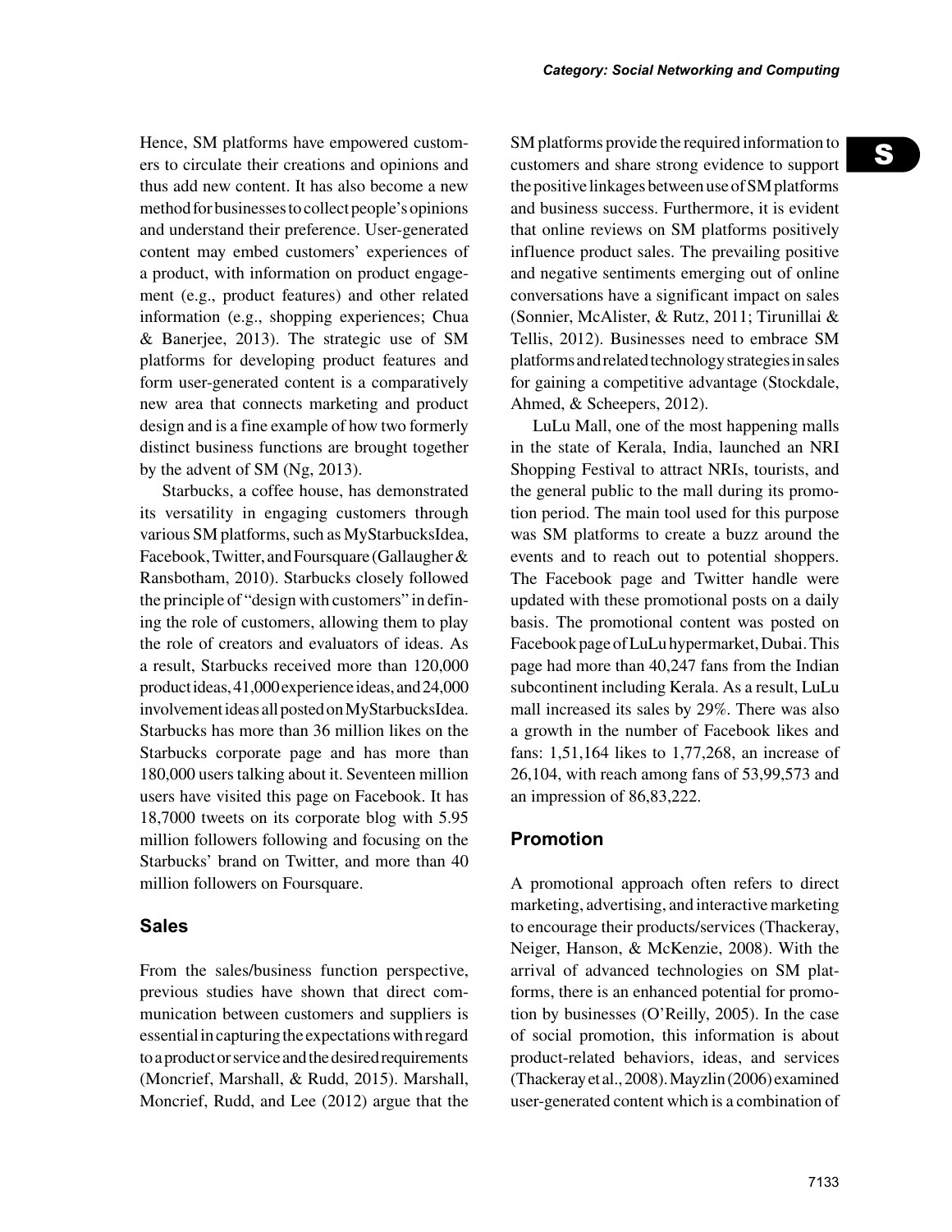Hence, SM platforms have empowered customers to circulate their creations and opinions and thus add new content. It has also become a new method for businesses to collect people's opinions and understand their preference. User-generated content may embed customers' experiences of a product, with information on product engagement (e.g., product features) and other related information (e.g., shopping experiences; Chua & Banerjee, 2013). The strategic use of SM platforms for developing product features and form user-generated content is a comparatively new area that connects marketing and product design and is a fine example of how two formerly distinct business functions are brought together by the advent of SM (Ng, 2013).

Starbucks, a coffee house, has demonstrated its versatility in engaging customers through various SM platforms, such as MyStarbucksIdea, Facebook, Twitter, and Foursquare (Gallaugher & Ransbotham, 2010). Starbucks closely followed the principle of "design with customers" in defining the role of customers, allowing them to play the role of creators and evaluators of ideas. As a result, Starbucks received more than 120,000 product ideas, 41,000 experience ideas, and 24,000 involvement ideas all posted on MyStarbucksIdea. Starbucks has more than 36 million likes on the Starbucks corporate page and has more than 180,000 users talking about it. Seventeen million users have visited this page on Facebook. It has 18,7000 tweets on its corporate blog with 5.95 million followers following and focusing on the Starbucks' brand on Twitter, and more than 40 million followers on Foursquare.

## Sales

From the sales/business function perspective, previous studies have shown that direct communication between customers and suppliers is essential in capturing the expectations with regard to a product or service and the desired requirements (Moncrief, Marshall, & Rudd, 2015). Marshall, Moncrief, Rudd, and Lee (2012) argue that the SM platforms provide the required information to customers and share strong evidence to support the positive linkages between use of SM platforms and business success. Furthermore, it is evident that online reviews on SM platforms positively influence product sales. The prevailing positive and negative sentiments emerging out of online conversations have a significant impact on sales (Sonnier, McAlister, & Rutz, 2011; Tirunillai & Tellis, 2012). Businesses need to embrace SM platforms and related technology strategies in sales for gaining a competitive advantage (Stockdale, Ahmed, & Scheepers, 2012).

LuLu Mall, one of the most happening malls in the state of Kerala, India, launched an NRI Shopping Festival to attract NRIs, tourists, and the general public to the mall during its promotion period. The main tool used for this purpose was SM platforms to create a buzz around the events and to reach out to potential shoppers. The Facebook page and Twitter handle were updated with these promotional posts on a daily basis. The promotional content was posted on Facebook page of LuLu hypermarket, Dubai. This page had more than 40,247 fans from the Indian subcontinent including Kerala. As a result, LuLu mall increased its sales by 29%. There was also a growth in the number of Facebook likes and fans: 1,51,164 likes to 1,77,268, an increase of 26,104, with reach among fans of 53,99,573 and an impression of 86,83,222.

## Promotion

A promotional approach often refers to direct marketing, advertising, and interactive marketing to encourage their products/services (Thackeray, Neiger, Hanson, & McKenzie, 2008). With the arrival of advanced technologies on SM platforms, there is an enhanced potential for promotion by businesses (O'Reilly, 2005). In the case of social promotion, this information is about product-related behaviors, ideas, and services (Thackeray et al., 2008). Mayzlin (2006) examined user-generated content which is a combination of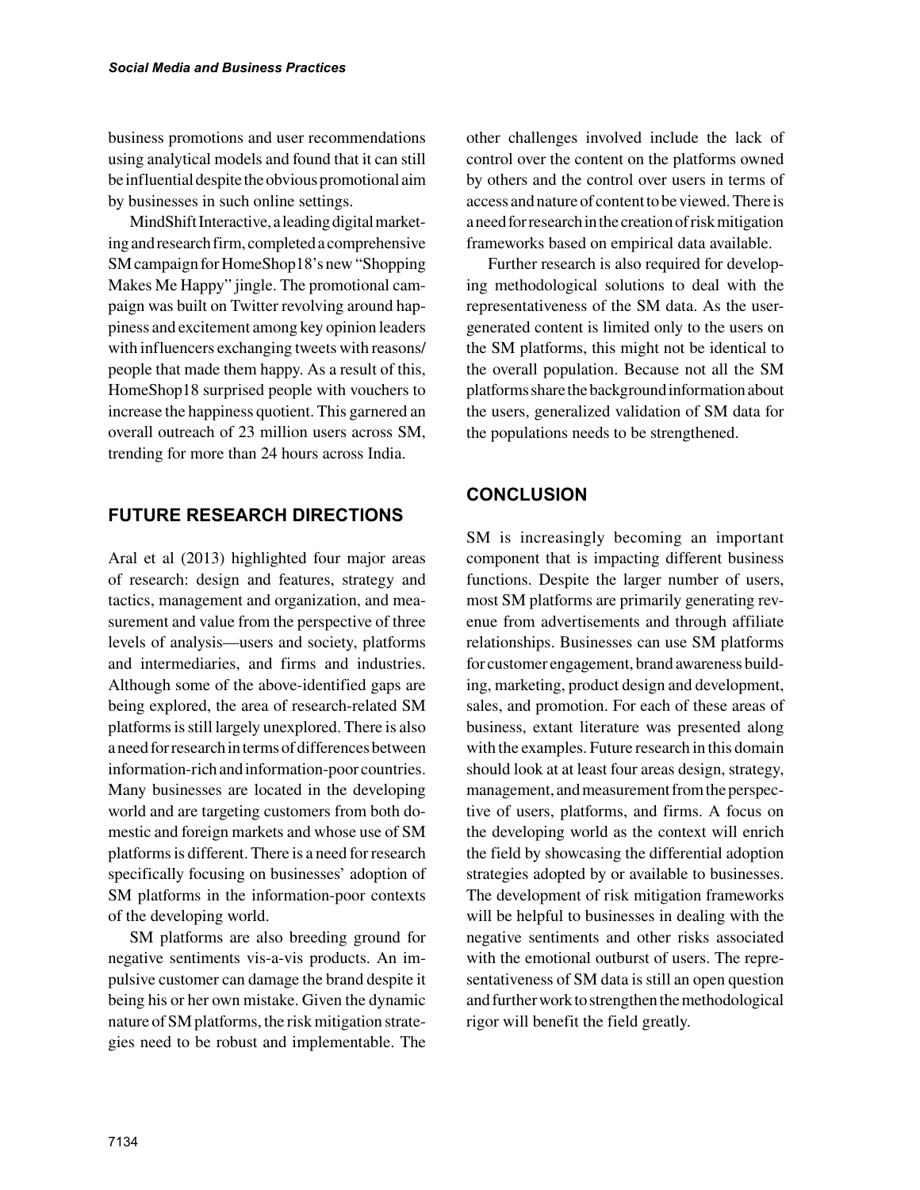business promotions and user recommendations using analytical models and found that it can still be influential despite the obvious promotional aim by businesses in such online settings.

MindShift Interactive, a leading digital marketing and research firm, completed a comprehensive SM campaign for HomeShop18's new "Shopping Makes Me Happy" jingle. The promotional campaign was built on Twitter revolving around happiness and excitement among key opinion leaders with influencers exchanging tweets with reasons/people that made them happy. As a result of this, HomeShop18 surprised people with vouchers to increase the happiness quotient. This garnered an overall outreach of 23 million users across SM, trending for more than 24 hours across India.

## FUTURE RESEARCH DIRECTIONS

Aral et al (2013) highlighted four major areas of research: design and features, strategy and tactics, management and organization, and measurement and value from the perspective of three levels of analysis—users and society, platforms and intermediaries, and firms and industries. Although some of the above-identified gaps are being explored, the area of research-related SM platforms is still largely unexplored. There is also a need for research in terms of differences between information-rich and information-poor countries. Many businesses are located in the developing world and are targeting customers from both domestic and foreign markets and whose use of SM platforms is different. There is a need for research specifically focusing on businesses' adoption of SM platforms in the information-poor contexts of the developing world.

SM platforms are also breeding ground for negative sentiments vis-a-vis products. An impulsive customer can damage the brand despite it being his or her own mistake. Given the dynamic nature of SM platforms, the risk mitigation strategies need to be robust and implementable. The other challenges involved include the lack of control over the content on the platforms owned by others and the control over users in terms of access and nature of content to be viewed. There is a need for research in the creation of risk mitigation frameworks based on empirical data available.

Further research is also required for developing methodological solutions to deal with the representativeness of the SM data. As the user-generated content is limited only to the users on the SM platforms, this might not be identical to the overall population. Because not all the SM platforms share the background information about the users, generalized validation of SM data for the populations needs to be strengthened.

## CONCLUSION

SM is increasingly becoming an important component that is impacting different business functions. Despite the larger number of users, most SM platforms are primarily generating revenue from advertisements and through affiliate relationships. Businesses can use SM platforms for customer engagement, brand awareness building, marketing, product design and development, sales, and promotion. For each of these areas of business, extant literature was presented along with the examples. Future research in this domain should look at at least four areas design, strategy, management, and measurement from the perspective of users, platforms, and firms. A focus on the developing world as the context will enrich the field by showcasing the differential adoption strategies adopted by or available to businesses. The development of risk mitigation frameworks will be helpful to businesses in dealing with the negative sentiments and other risks associated with the emotional outburst of users. The representativeness of SM data is still an open question and further work to strengthen the methodological rigor will benefit the field greatly.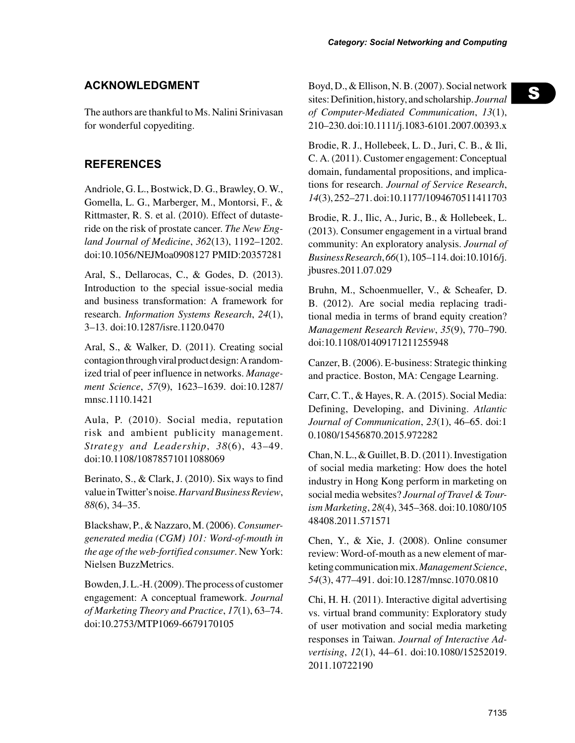## ACKNOWLEDGMENT

The authors are thankful to Ms. Nalini Srinivasan for wonderful copyediting.

## REFERENCES

Andriole, G. L., Bostwick, D. G., Brawley, O. W., Gomella, L. G., Marberger, M., Montorsi, F., & Rittmaster, R. S. et al. (2010). Effect of dutasteride on the risk of prostate cancer. *The New England Journal of Medicine*, *362*(13), 1192–1202. doi:10.1056/NEJMoa0908127 PMID:20357281

Aral, S., Dellarocas, C., & Godes, D. (2013). Introduction to the special issue-social media and business transformation: A framework for research. *Information Systems Research*, *24*(1), 3–13. doi:10.1287/isre.1120.0470

Aral, S., & Walker, D. (2011). Creating social contagion through viral product design: A randomized trial of peer influence in networks. *Management Science*, *57*(9), 1623–1639. doi:10.1287/mnsc.1110.1421

Aula, P. (2010). Social media, reputation risk and ambient publicity management. *Strategy and Leadership*, *38*(6), 43–49. doi:10.1108/10878571011088069

Berinato, S., & Clark, J. (2010). Six ways to find value in Twitter's noise. *Harvard Business Review*, *88*(6), 34–35.

Blackshaw, P., & Nazzaro, M. (2006). *Consumer-generated media (CGM) 101: Word-of-mouth in the age of the web-fortified consumer*. New York: Nielsen BuzzMetrics.

Bowden, J. L.-H. (2009). The process of customer engagement: A conceptual framework. *Journal of Marketing Theory and Practice*, *17*(1), 63–74. doi:10.2753/MTP1069-6679170105

Boyd, D., & Ellison, N. B. (2007). Social network sites: Definition, history, and scholarship. *Journal of Computer-Mediated Communication*, *13*(1), 210–230. doi:10.1111/j.1083-6101.2007.00393.x

Brodie, R. J., Hollebeek, L. D., Juri, C. B., & Ili, C. A. (2011). Customer engagement: Conceptual domain, fundamental propositions, and implications for research. *Journal of Service Research*, *14*(3), 252–271. doi:10.1177/1094670511411703

Brodie, R. J., Ilic, A., Juric, B., & Hollebeek, L. (2013). Consumer engagement in a virtual brand community: An exploratory analysis. *Journal of Business Research*, *66*(1), 105–114. doi:10.1016/j.jbusres.2011.07.029

Bruhn, M., Schoenmueller, V., & Scheafer, D. B. (2012). Are social media replacing traditional media in terms of brand equity creation? *Management Research Review*, *35*(9), 770–790. doi:10.1108/01409171211255948

Canzer, B. (2006). E-business: Strategic thinking and practice. Boston, MA: Cengage Learning.

Carr, C. T., & Hayes, R. A. (2015). Social Media: Defining, Developing, and Divining. *Atlantic Journal of Communication*, *23*(1), 46–65. doi:10.1080/15456870.2015.972282

Chan, N. L., & Guillet, B. D. (2011). Investigation of social media marketing: How does the hotel industry in Hong Kong perform in marketing on social media websites? *Journal of Travel & Tourism Marketing*, *28*(4), 345–368. doi:10.1080/10548408.2011.571571

Chen, Y., & Xie, J. (2008). Online consumer review: Word-of-mouth as a new element of marketing communication mix. *Management Science*, *54*(3), 477–491. doi:10.1287/mnsc.1070.0810

Chi, H. H. (2011). Interactive digital advertising vs. virtual brand community: Exploratory study of user motivation and social media marketing responses in Taiwan. *Journal of Interactive Advertising*, *12*(1), 44–61. doi:10.1080/15252019.2011.10722190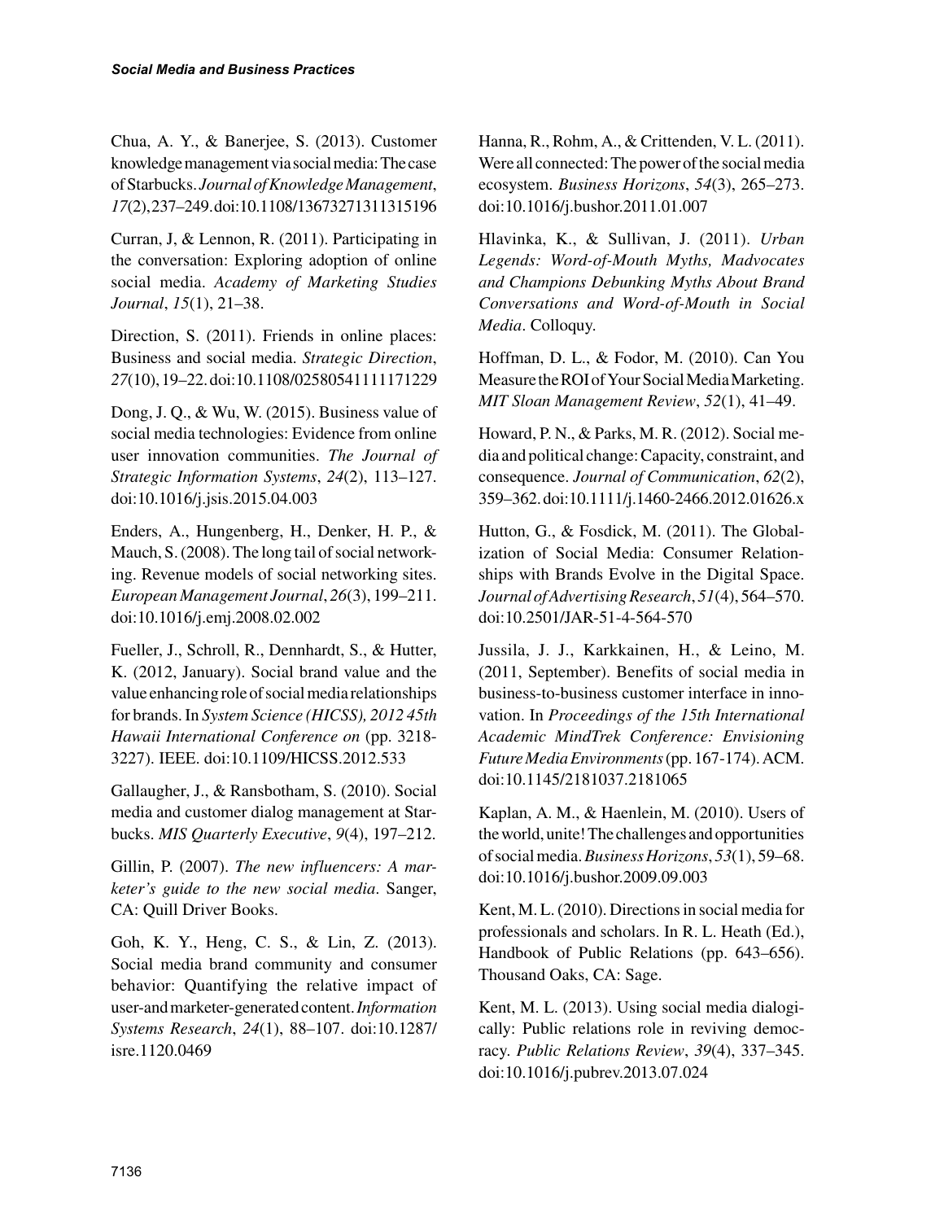Chua, A. Y., & Banerjee, S. (2013). Customer knowledge management via social media: The case of Starbucks. *Journal of Knowledge Management*, *17*(2), 237–249. doi:10.1108/13673271311315196

Curran, J, & Lennon, R. (2011). Participating in the conversation: Exploring adoption of online social media. *Academy of Marketing Studies Journal*, *15*(1), 21–38.

Direction, S. (2011). Friends in online places: Business and social media. *Strategic Direction*, *27*(10), 19–22. doi:10.1108/02580541111171229

Dong, J. Q., & Wu, W. (2015). Business value of social media technologies: Evidence from online user innovation communities. *The Journal of Strategic Information Systems*, *24*(2), 113–127. doi:10.1016/j.jsis.2015.04.003

Enders, A., Hungenberg, H., Denker, H. P., & Mauch, S. (2008). The long tail of social networking. Revenue models of social networking sites. *European Management Journal*, *26*(3), 199–211. doi:10.1016/j.emj.2008.02.002

Fueller, J., Schroll, R., Dennhardt, S., & Hutter, K. (2012, January). Social brand value and the value enhancing role of social media relationships for brands. In *System Science (HICSS), 2012 45th Hawaii International Conference on* (pp. 3218-3227). IEEE. doi:10.1109/HICSS.2012.533

Gallaugher, J., & Ransbotham, S. (2010). Social media and customer dialog management at Starbucks. *MIS Quarterly Executive*, *9*(4), 197–212.

Gillin, P. (2007). *The new influencers: A marketer's guide to the new social media*. Sanger, CA: Quill Driver Books.

Goh, K. Y., Heng, C. S., & Lin, Z. (2013). Social media brand community and consumer behavior: Quantifying the relative impact of user-and marketer-generated content. *Information Systems Research*, *24*(1), 88–107. doi:10.1287/isre.1120.0469

Hanna, R., Rohm, A., & Crittenden, V. L. (2011). Were all connected: The power of the social media ecosystem. *Business Horizons*, *54*(3), 265–273. doi:10.1016/j.bushor.2011.01.007

Hlavinka, K., & Sullivan, J. (2011). *Urban Legends: Word-of-Mouth Myths, Madvocates and Champions Debunking Myths About Brand Conversations and Word-of-Mouth in Social Media*. Colloquy.

Hoffman, D. L., & Fodor, M. (2010). Can You Measure the ROI of Your Social Media Marketing. *MIT Sloan Management Review*, *52*(1), 41–49.

Howard, P. N., & Parks, M. R. (2012). Social media and political change: Capacity, constraint, and consequence. *Journal of Communication*, *62*(2), 359–362. doi:10.1111/j.1460-2466.2012.01626.x

Hutton, G., & Fosdick, M. (2011). The Globalization of Social Media: Consumer Relationships with Brands Evolve in the Digital Space. *Journal of Advertising Research*, *51*(4), 564–570. doi:10.2501/JAR-51-4-564-570

Jussila, J. J., Karkkainen, H., & Leino, M. (2011, September). Benefits of social media in business-to-business customer interface in innovation. In *Proceedings of the 15th International Academic MindTrek Conference: Envisioning Future Media Environments* (pp. 167-174). ACM. doi:10.1145/2181037.2181065

Kaplan, A. M., & Haenlein, M. (2010). Users of the world, unite! The challenges and opportunities of social media. *Business Horizons*, *53*(1), 59–68. doi:10.1016/j.bushor.2009.09.003

Kent, M. L. (2010). Directions in social media for professionals and scholars. In R. L. Heath (Ed.), Handbook of Public Relations (pp. 643–656). Thousand Oaks, CA: Sage.

Kent, M. L. (2013). Using social media dialogically: Public relations role in reviving democracy. *Public Relations Review*, *39*(4), 337–345. doi:10.1016/j.pubrev.2013.07.024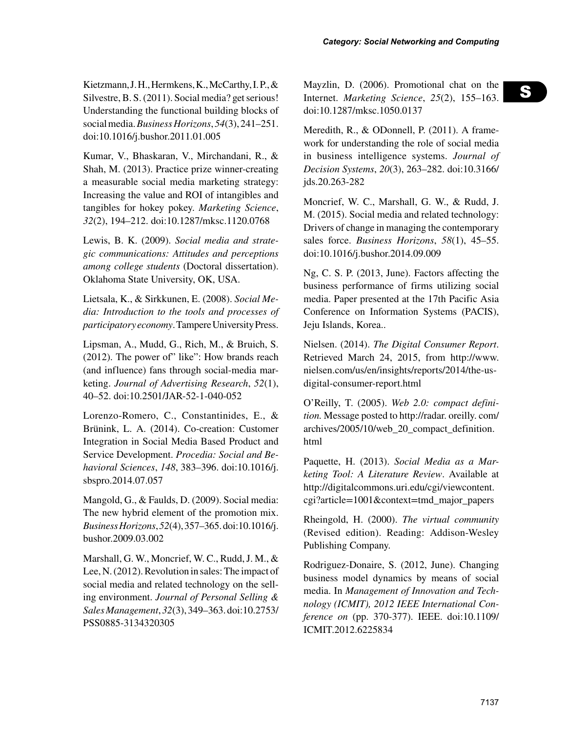Kietzmann, J. H., Hermkens, K., McCarthy, I. P., & Silvestre, B. S. (2011). Social media? get serious! Understanding the functional building blocks of social media. *Business Horizons*, *54*(3), 241–251. doi:10.1016/j.bushor.2011.01.005

Kumar, V., Bhaskaran, V., Mirchandani, R., & Shah, M. (2013). Practice prize winner-creating a measurable social media marketing strategy: Increasing the value and ROI of intangibles and tangibles for hokey pokey. *Marketing Science*, *32*(2), 194–212. doi:10.1287/mksc.1120.0768

Lewis, B. K. (2009). *Social media and strategic communications: Attitudes and perceptions among college students* (Doctoral dissertation). Oklahoma State University, OK, USA.

Lietsala, K., & Sirkkunen, E. (2008). *Social Media: Introduction to the tools and processes of participatory economy*. Tampere University Press.

Lipsman, A., Mudd, G., Rich, M., & Bruich, S. (2012). The power of" like": How brands reach (and influence) fans through social-media marketing. *Journal of Advertising Research*, *52*(1), 40–52. doi:10.2501/JAR-52-1-040-052

Lorenzo-Romero, C., Constantinides, E., & Brünink, L. A. (2014). Co-creation: Customer Integration in Social Media Based Product and Service Development. *Procedia: Social and Behavioral Sciences*, *148*, 383–396. doi:10.1016/j.sbspro.2014.07.057

Mangold, G., & Faulds, D. (2009). Social media: The new hybrid element of the promotion mix. *Business Horizons*, *52*(4), 357–365. doi:10.1016/j.bushor.2009.03.002

Marshall, G. W., Moncrief, W. C., Rudd, J. M., & Lee, N. (2012). Revolution in sales: The impact of social media and related technology on the selling environment. *Journal of Personal Selling & Sales Management*, *32*(3), 349–363. doi:10.2753/PSS0885-3134320305

Mayzlin, D. (2006). Promotional chat on the Internet. *Marketing Science*, *25*(2), 155–163. doi:10.1287/mksc.1050.0137

Meredith, R., & ODonnell, P. (2011). A framework for understanding the role of social media in business intelligence systems. *Journal of Decision Systems*, *20*(3), 263–282. doi:10.3166/jds.20.263-282

Moncrief, W. C., Marshall, G. W., & Rudd, J. M. (2015). Social media and related technology: Drivers of change in managing the contemporary sales force. *Business Horizons*, *58*(1), 45–55. doi:10.1016/j.bushor.2014.09.009

Ng, C. S. P. (2013, June). Factors affecting the business performance of firms utilizing social media. Paper presented at the 17th Pacific Asia Conference on Information Systems (PACIS), Jeju Islands, Korea..

Nielsen. (2014). *The Digital Consumer Report*. Retrieved March 24, 2015, from http://www.nielsen.com/us/en/insights/reports/2014/the-us-digital-consumer-report.html

O'Reilly, T. (2005). *Web 2.0: compact definition.* Message posted to http://radar. oreilly. com/archives/2005/10/web_20_compact_definition.html

Paquette, H. (2013). *Social Media as a Marketing Tool: A Literature Review*. Available at http://digitalcommons.uri.edu/cgi/viewcontent.cgi?article=1001&context=tmd_major_papers

Rheingold, H. (2000). *The virtual community* (Revised edition). Reading: Addison-Wesley Publishing Company.

Rodriguez-Donaire, S. (2012, June). Changing business model dynamics by means of social media. In *Management of Innovation and Technology (ICMIT), 2012 IEEE International Conference on* (pp. 370-377). IEEE. doi:10.1109/ICMIT.2012.6225834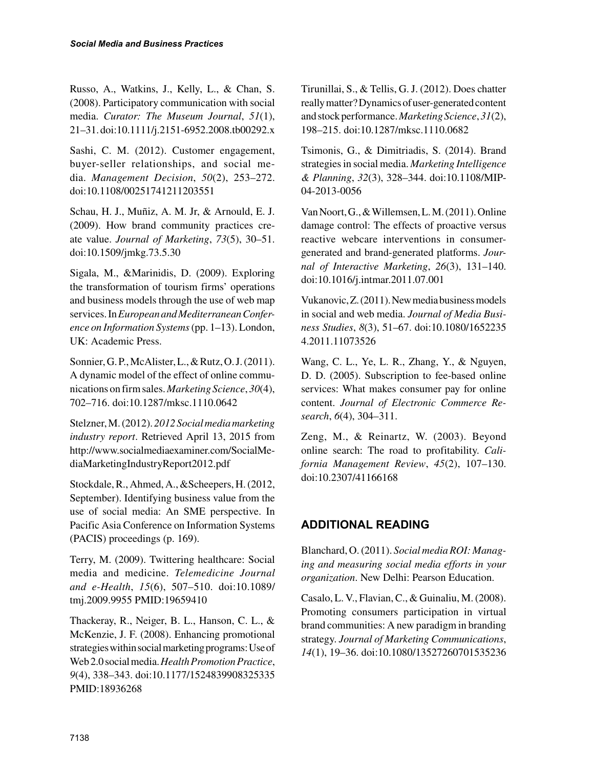Russo, A., Watkins, J., Kelly, L., & Chan, S. (2008). Participatory communication with social media. *Curator: The Museum Journal*, *51*(1), 21–31. doi:10.1111/j.2151-6952.2008.tb00292.x

Sashi, C. M. (2012). Customer engagement, buyer-seller relationships, and social media. *Management Decision*, *50*(2), 253–272. doi:10.1108/00251741211203551

Schau, H. J., Muñiz, A. M. Jr, & Arnould, E. J. (2009). How brand community practices create value. *Journal of Marketing*, *73*(5), 30–51. doi:10.1509/jmkg.73.5.30

Sigala, M., &Marinidis, D. (2009). Exploring the transformation of tourism firms' operations and business models through the use of web map services. In *European and Mediterranean Conference on Information Systems* (pp. 1–13). London, UK: Academic Press.

Sonnier, G. P., McAlister, L., & Rutz, O. J. (2011). A dynamic model of the effect of online communications on firm sales. *Marketing Science*, *30*(4), 702–716. doi:10.1287/mksc.1110.0642

Stelzner, M. (2012). *2012 Social media marketing industry report*. Retrieved April 13, 2015 from http://www.socialmediaexaminer.com/SocialMediaMarketingIndustryReport2012.pdf

Stockdale, R., Ahmed, A., &Scheepers, H. (2012, September). Identifying business value from the use of social media: An SME perspective. In Pacific Asia Conference on Information Systems (PACIS) proceedings (p. 169).

Terry, M. (2009). Twittering healthcare: Social media and medicine. *Telemedicine Journal and e-Health*, *15*(6), 507–510. doi:10.1089/tmj.2009.9955 PMID:19659410

Thackeray, R., Neiger, B. L., Hanson, C. L., & McKenzie, J. F. (2008). Enhancing promotional strategies within social marketing programs: Use of Web 2.0 social media. *Health Promotion Practice*, *9*(4), 338–343. doi:10.1177/1524839908325335 PMID:18936268

Tirunillai, S., & Tellis, G. J. (2012). Does chatter really matter? Dynamics of user-generated content and stock performance. *Marketing Science*, *31*(2), 198–215. doi:10.1287/mksc.1110.0682

Tsimonis, G., & Dimitriadis, S. (2014). Brand strategies in social media. *Marketing Intelligence & Planning*, *32*(3), 328–344. doi:10.1108/MIP-04-2013-0056

Van Noort, G., & Willemsen, L. M. (2011). Online damage control: The effects of proactive versus reactive webcare interventions in consumer-generated and brand-generated platforms. *Journal of Interactive Marketing*, *26*(3), 131–140. doi:10.1016/j.intmar.2011.07.001

Vukanovic, Z. (2011). New media business models in social and web media. *Journal of Media Business Studies*, *8*(3), 51–67. doi:10.1080/16522354.2011.11073526

Wang, C. L., Ye, L. R., Zhang, Y., & Nguyen, D. D. (2005). Subscription to fee-based online services: What makes consumer pay for online content. *Journal of Electronic Commerce Research*, *6*(4), 304–311.

Zeng, M., & Reinartz, W. (2003). Beyond online search: The road to profitability. *California Management Review*, *45*(2), 107–130. doi:10.2307/41166168

## ADDITIONAL READING

Blanchard, O. (2011). *Social media ROI: Managing and measuring social media efforts in your organization*. New Delhi: Pearson Education.

Casalo, L. V., Flavian, C., & Guinaliu, M. (2008). Promoting consumers participation in virtual brand communities: A new paradigm in branding strategy. *Journal of Marketing Communications*, *14*(1), 19–36. doi:10.1080/13527260701535236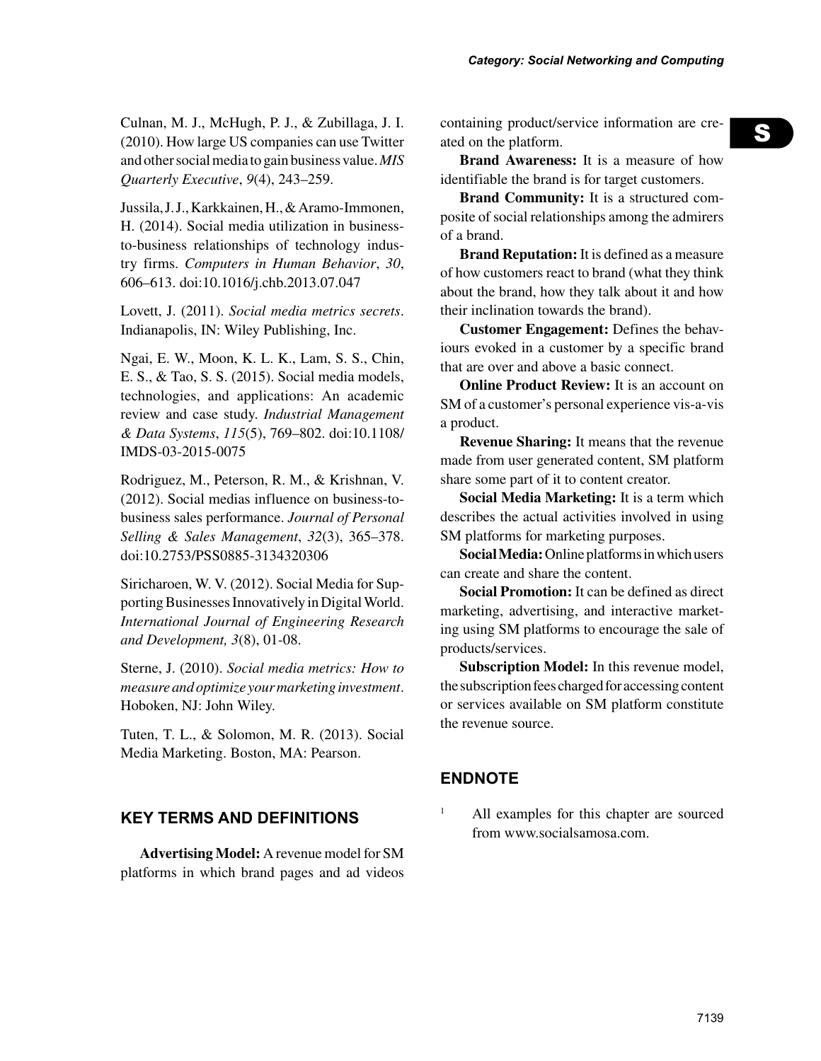Culnan, M. J., McHugh, P. J., & Zubillaga, J. I. (2010). How large US companies can use Twitter and other social media to gain business value. *MIS Quarterly Executive*, *9*(4), 243–259.

Jussila, J. J., Karkkainen, H., & Aramo-Immonen, H. (2014). Social media utilization in business-to-business relationships of technology industry firms. *Computers in Human Behavior*, *30*, 606–613. doi:10.1016/j.chb.2013.07.047

Lovett, J. (2011). *Social media metrics secrets*. Indianapolis, IN: Wiley Publishing, Inc.

Ngai, E. W., Moon, K. L. K., Lam, S. S., Chin, E. S., & Tao, S. S. (2015). Social media models, technologies, and applications: An academic review and case study. *Industrial Management & Data Systems*, *115*(5), 769–802. doi:10.1108/IMDS-03-2015-0075

Rodriguez, M., Peterson, R. M., & Krishnan, V. (2012). Social medias influence on business-to-business sales performance. *Journal of Personal Selling & Sales Management*, *32*(3), 365–378. doi:10.2753/PSS0885-3134320306

Siricharoen, W. V. (2012). Social Media for Supporting Businesses Innovatively in Digital World. *International Journal of Engineering Research and Development, 3*(8), 01-08.

Sterne, J. (2010). *Social media metrics: How to measure and optimize your marketing investment*. Hoboken, NJ: John Wiley.

Tuten, T. L., & Solomon, M. R. (2013). Social Media Marketing. Boston, MA: Pearson.

## KEY TERMS AND DEFINITIONS

**Advertising Model:** A revenue model for SM platforms in which brand pages and ad videos containing product/service information are created on the platform.

**Brand Awareness:** It is a measure of how identifiable the brand is for target customers.

**Brand Community:** It is a structured composite of social relationships among the admirers of a brand.

**Brand Reputation:** It is defined as a measure of how customers react to brand (what they think about the brand, how they talk about it and how their inclination towards the brand).

**Customer Engagement:** Defines the behaviours evoked in a customer by a specific brand that are over and above a basic connect.

**Online Product Review:** It is an account on SM of a customer's personal experience vis-a-vis a product.

**Revenue Sharing:** It means that the revenue made from user generated content, SM platform share some part of it to content creator.

**Social Media Marketing:** It is a term which describes the actual activities involved in using SM platforms for marketing purposes.

**Social Media:** Online platforms in which users can create and share the content.

**Social Promotion:** It can be defined as direct marketing, advertising, and interactive marketing using SM platforms to encourage the sale of products/services.

**Subscription Model:** In this revenue model, the subscription fees charged for accessing content or services available on SM platform constitute the revenue source.

## ENDNOTE

[1] All examples for this chapter are sourced from www.socialsamosa.com.